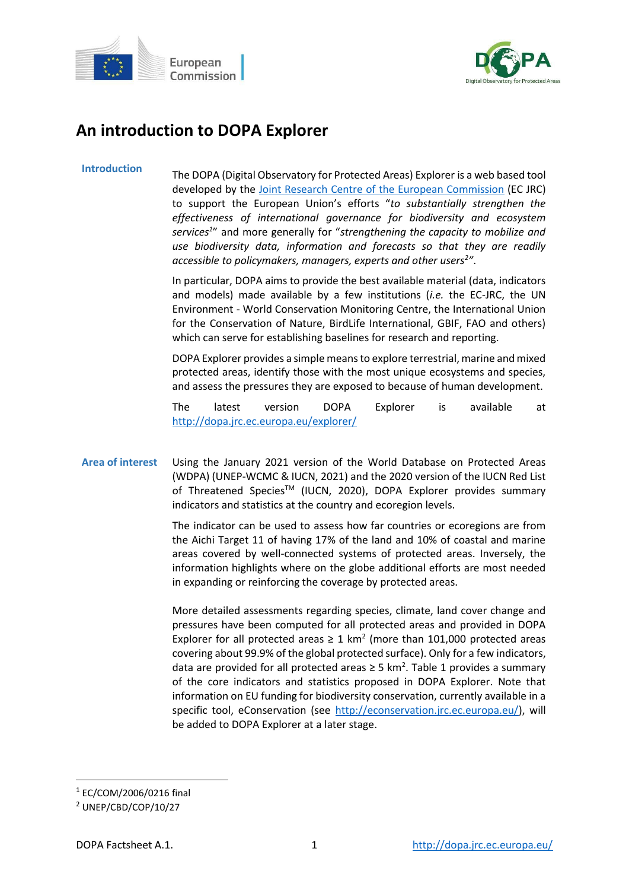# An introduction to DOPA Explorer

## Introduction

The DOPA (Digital Observatory for Protected Areas) Explorer is a web based tool developed by the Joint Research Centre of the European Commission (EC JRC) to support the European Union's efforts "*to substantially strengthen the effectiveness of international governance for biodiversity and ecosystem services*[1]" and more generally for "*strengthening the capacity to mobilize and use biodiversity data, information and forecasts so that they are readily accessible to policymakers, managers, experts and other users*[2]".

In particular, DOPA aims to provide the best available material (data, indicators and models) made available by a few institutions (*i.e.* the EC-JRC, the UN Environment - World Conservation Monitoring Centre, the International Union for the Conservation of Nature, BirdLife International, GBIF, FAO and others) which can serve for establishing baselines for research and reporting.

DOPA Explorer provides a simple means to explore terrestrial, marine and mixed protected areas, identify those with the most unique ecosystems and species, and assess the pressures they are exposed to because of human development.

The latest version DOPA Explorer is available at http://dopa.jrc.ec.europa.eu/explorer/

## Area of interest

Using the January 2021 version of the World Database on Protected Areas (WDPA) (UNEP-WCMC & IUCN, 2021) and the 2020 version of the IUCN Red List of Threatened Species™ (IUCN, 2020), DOPA Explorer provides summary indicators and statistics at the country and ecoregion levels.

The indicator can be used to assess how far countries or ecoregions are from the Aichi Target 11 of having 17% of the land and 10% of coastal and marine areas covered by well-connected systems of protected areas. Inversely, the information highlights where on the globe additional efforts are most needed in expanding or reinforcing the coverage by protected areas.

More detailed assessments regarding species, climate, land cover change and pressures have been computed for all protected areas and provided in DOPA Explorer for all protected areas ≥ 1 km$^2$ (more than 101,000 protected areas covering about 99.9% of the global protected surface). Only for a few indicators, data are provided for all protected areas ≥ 5 km$^2$. Table 1 provides a summary of the core indicators and statistics proposed in DOPA Explorer. Note that information on EU funding for biodiversity conservation, currently available in a specific tool, eConservation (see http://econservation.jrc.ec.europa.eu/), will be added to DOPA Explorer at a later stage.

---

[1] EC/COM/2006/0216 final

[2] UNEP/CBD/COP/10/27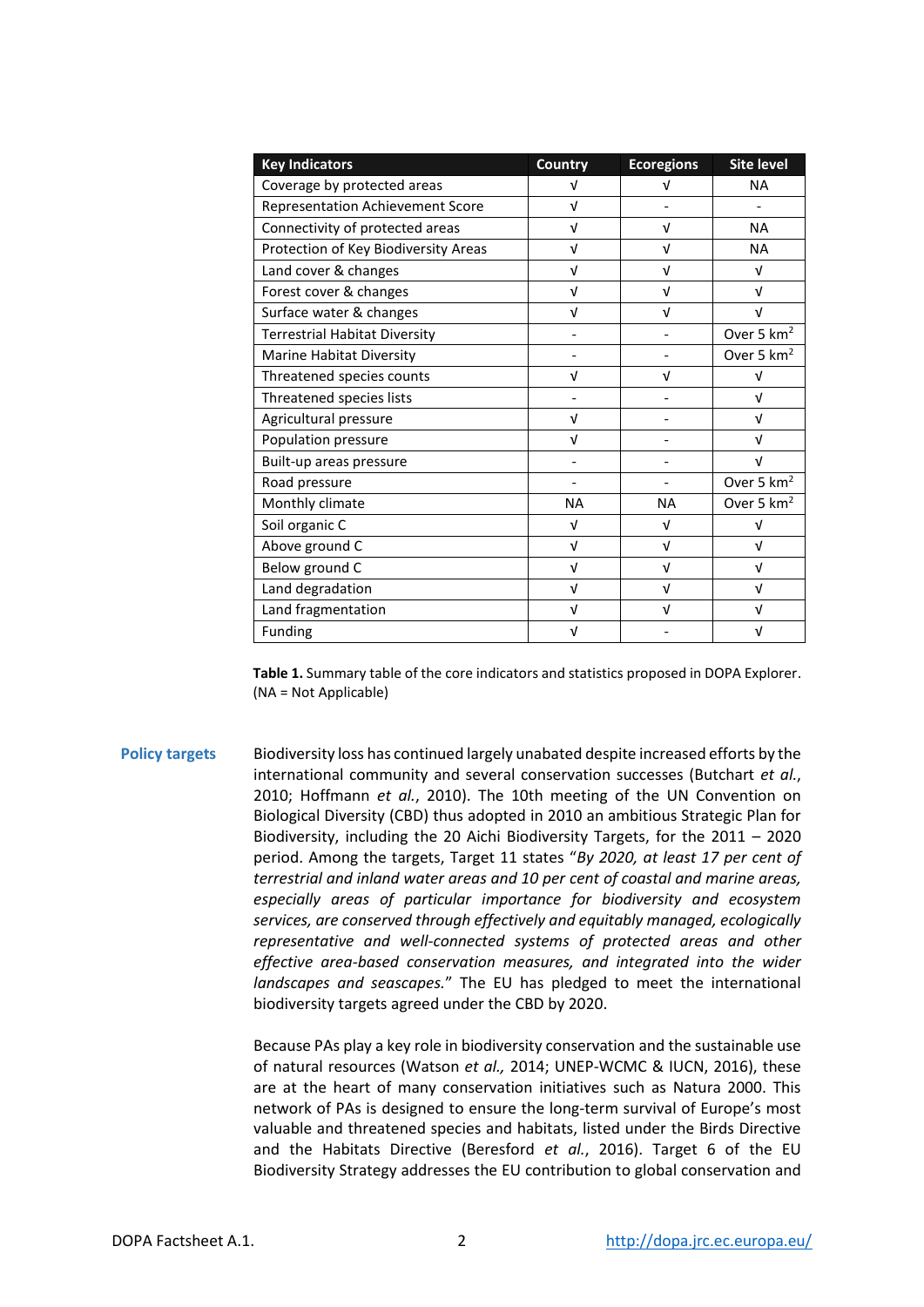| Key Indicators | Country | Ecoregions | Site level |
|---|---|---|---|
| Coverage by protected areas | √ | √ | NA |
| Representation Achievement Score | √ | - | - |
| Connectivity of protected areas | √ | √ | NA |
| Protection of Key Biodiversity Areas | √ | √ | NA |
| Land cover & changes | √ | √ | √ |
| Forest cover & changes | √ | √ | √ |
| Surface water & changes | √ | √ | √ |
| Terrestrial Habitat Diversity | - | - | Over 5 $km^2$ |
| Marine Habitat Diversity | - | - | Over 5 $km^2$ |
| Threatened species counts | √ | √ | √ |
| Threatened species lists | - | - | √ |
| Agricultural pressure | √ | - | √ |
| Population pressure | √ | - | √ |
| Built-up areas pressure | - | - | √ |
| Road pressure | - | - | Over 5 $km^2$ |
| Monthly climate | NA | NA | Over 5 $km^2$ |
| Soil organic C | √ | √ | √ |
| Above ground C | √ | √ | √ |
| Below ground C | √ | √ | √ |
| Land degradation | √ | √ | √ |
| Land fragmentation | √ | √ | √ |
| Funding | √ | - | √ |

**Table 1.** Summary table of the core indicators and statistics proposed in DOPA Explorer. (NA = Not Applicable)

## Policy targets

Biodiversity loss has continued largely unabated despite increased efforts by the international community and several conservation successes (Butchart *et al.*, 2010; Hoffmann *et al.*, 2010). The 10th meeting of the UN Convention on Biological Diversity (CBD) thus adopted in 2010 an ambitious Strategic Plan for Biodiversity, including the 20 Aichi Biodiversity Targets, for the 2011 – 2020 period. Among the targets, Target 11 states "*By 2020, at least 17 per cent of terrestrial and inland water areas and 10 per cent of coastal and marine areas, especially areas of particular importance for biodiversity and ecosystem services, are conserved through effectively and equitably managed, ecologically representative and well-connected systems of protected areas and other effective area-based conservation measures, and integrated into the wider landscapes and seascapes.*" The EU has pledged to meet the international biodiversity targets agreed under the CBD by 2020.

Because PAs play a key role in biodiversity conservation and the sustainable use of natural resources (Watson *et al.,* 2014; UNEP-WCMC & IUCN, 2016), these are at the heart of many conservation initiatives such as Natura 2000. This network of PAs is designed to ensure the long-term survival of Europe's most valuable and threatened species and habitats, listed under the Birds Directive and the Habitats Directive (Beresford *et al.*, 2016). Target 6 of the EU Biodiversity Strategy addresses the EU contribution to global conservation and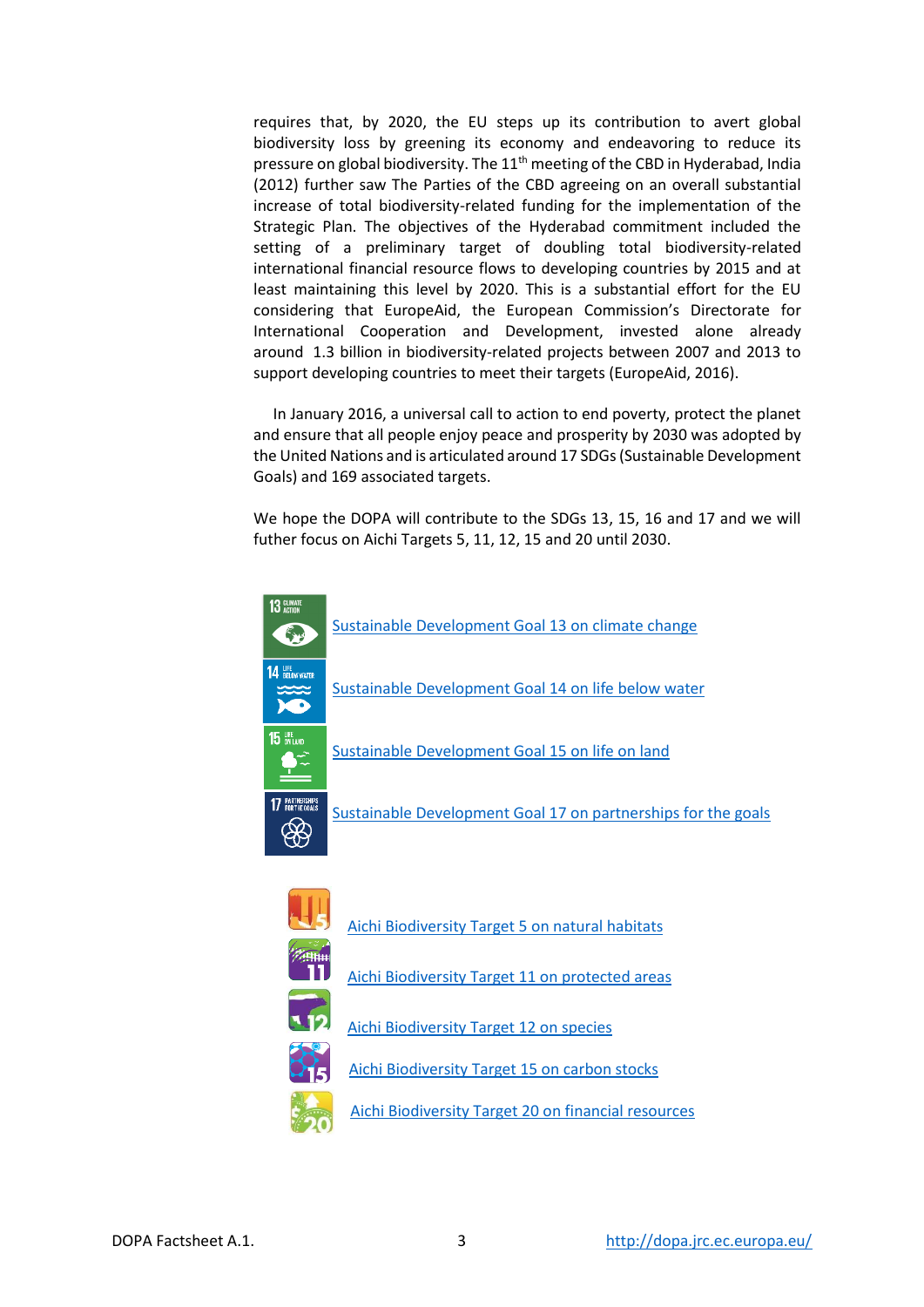requires that, by 2020, the EU steps up its contribution to avert global biodiversity loss by greening its economy and endeavoring to reduce its pressure on global biodiversity. The 11th meeting of the CBD in Hyderabad, India (2012) further saw The Parties of the CBD agreeing on an overall substantial increase of total biodiversity-related funding for the implementation of the Strategic Plan. The objectives of the Hyderabad commitment included the setting of a preliminary target of doubling total biodiversity-related international financial resource flows to developing countries by 2015 and at least maintaining this level by 2020. This is a substantial effort for the EU considering that EuropeAid, the European Commission's Directorate for International Cooperation and Development, invested alone already around 1.3 billion in biodiversity-related projects between 2007 and 2013 to support developing countries to meet their targets (EuropeAid, 2016).

In January 2016, a universal call to action to end poverty, protect the planet and ensure that all people enjoy peace and prosperity by 2030 was adopted by the United Nations and is articulated around 17 SDGs (Sustainable Development Goals) and 169 associated targets.

We hope the DOPA will contribute to the SDGs 13, 15, 16 and 17 and we will futher focus on Aichi Targets 5, 11, 12, 15 and 20 until 2030.

Sustainable Development Goal 13 on climate change

Sustainable Development Goal 14 on life below water

Sustainable Development Goal 15 on life on land

Sustainable Development Goal 17 on partnerships for the goals

Aichi Biodiversity Target 5 on natural habitats

Aichi Biodiversity Target 11 on protected areas

Aichi Biodiversity Target 12 on species

Aichi Biodiversity Target 15 on carbon stocks

Aichi Biodiversity Target 20 on financial resources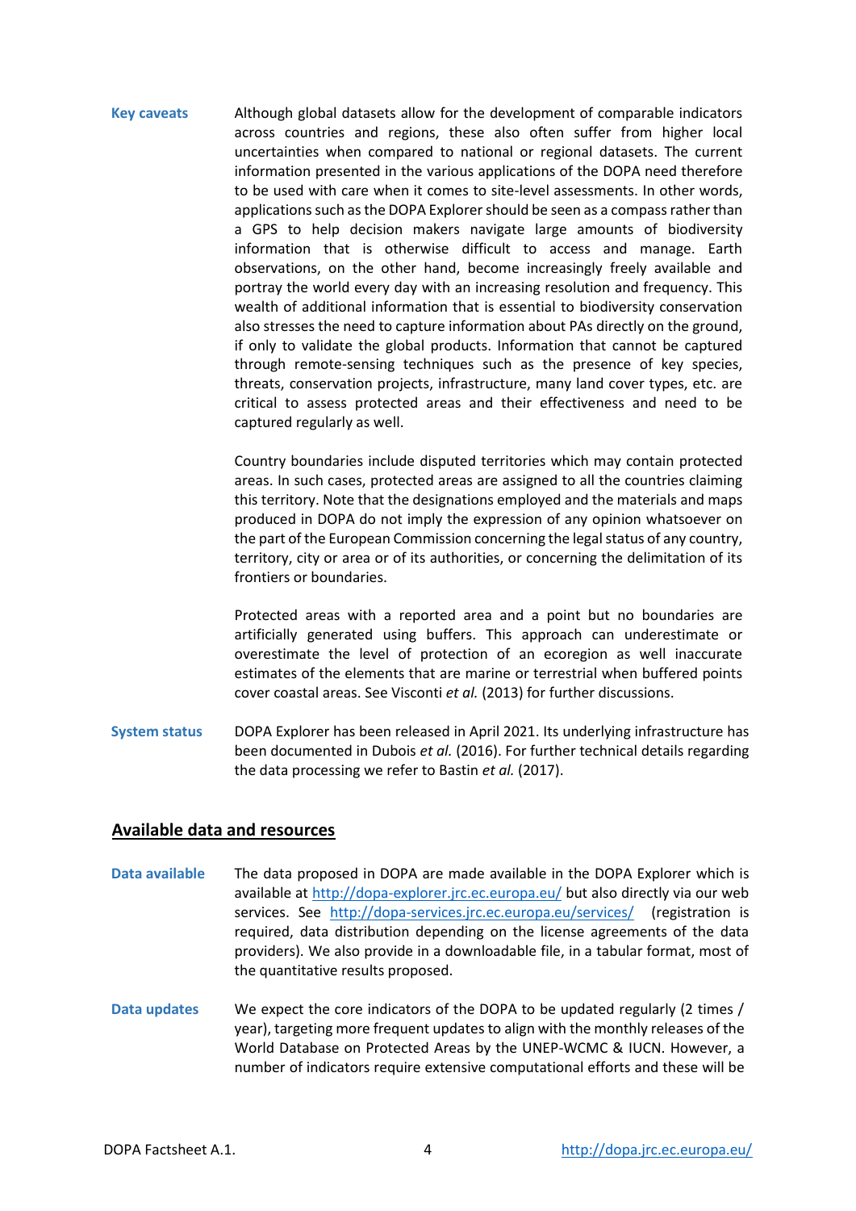**Key caveats**

Although global datasets allow for the development of comparable indicators across countries and regions, these also often suffer from higher local uncertainties when compared to national or regional datasets. The current information presented in the various applications of the DOPA need therefore to be used with care when it comes to site-level assessments. In other words, applications such as the DOPA Explorer should be seen as a compass rather than a GPS to help decision makers navigate large amounts of biodiversity information that is otherwise difficult to access and manage. Earth observations, on the other hand, become increasingly freely available and portray the world every day with an increasing resolution and frequency. This wealth of additional information that is essential to biodiversity conservation also stresses the need to capture information about PAs directly on the ground, if only to validate the global products. Information that cannot be captured through remote-sensing techniques such as the presence of key species, threats, conservation projects, infrastructure, many land cover types, etc. are critical to assess protected areas and their effectiveness and need to be captured regularly as well.

Country boundaries include disputed territories which may contain protected areas. In such cases, protected areas are assigned to all the countries claiming this territory. Note that the designations employed and the materials and maps produced in DOPA do not imply the expression of any opinion whatsoever on the part of the European Commission concerning the legal status of any country, territory, city or area or of its authorities, or concerning the delimitation of its frontiers or boundaries.

Protected areas with a reported area and a point but no boundaries are artificially generated using buffers. This approach can underestimate or overestimate the level of protection of an ecoregion as well inaccurate estimates of the elements that are marine or terrestrial when buffered points cover coastal areas. See Visconti *et al.* (2013) for further discussions.

**System status**

DOPA Explorer has been released in April 2021. Its underlying infrastructure has been documented in Dubois *et al.* (2016). For further technical details regarding the data processing we refer to Bastin *et al.* (2017).

## Available data and resources

**Data available**

The data proposed in DOPA are made available in the DOPA Explorer which is available at http://dopa-explorer.jrc.ec.europa.eu/ but also directly via our web services. See http://dopa-services.jrc.ec.europa.eu/services/ (registration is required, data distribution depending on the license agreements of the data providers). We also provide in a downloadable file, in a tabular format, most of the quantitative results proposed.

**Data updates**

We expect the core indicators of the DOPA to be updated regularly (2 times / year), targeting more frequent updates to align with the monthly releases of the World Database on Protected Areas by the UNEP-WCMC & IUCN. However, a number of indicators require extensive computational efforts and these will be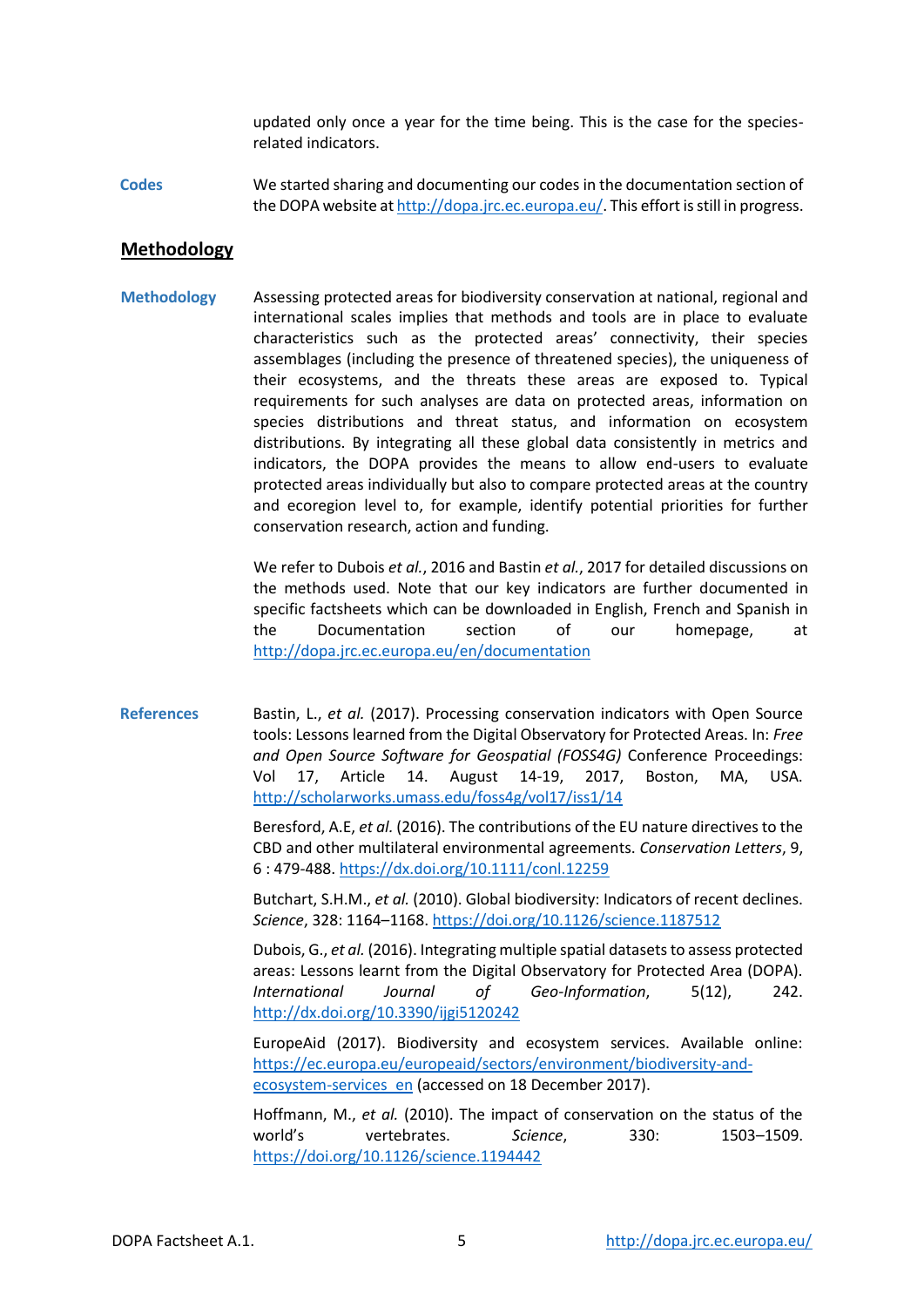updated only once a year for the time being. This is the case for the species-related indicators.

**Codes**

We started sharing and documenting our codes in the documentation section of the DOPA website at http://dopa.jrc.ec.europa.eu/. This effort is still in progress.

## Methodology

**Methodology**

Assessing protected areas for biodiversity conservation at national, regional and international scales implies that methods and tools are in place to evaluate characteristics such as the protected areas' connectivity, their species assemblages (including the presence of threatened species), the uniqueness of their ecosystems, and the threats these areas are exposed to. Typical requirements for such analyses are data on protected areas, information on species distributions and threat status, and information on ecosystem distributions. By integrating all these global data consistently in metrics and indicators, the DOPA provides the means to allow end-users to evaluate protected areas individually but also to compare protected areas at the country and ecoregion level to, for example, identify potential priorities for further conservation research, action and funding.

We refer to Dubois *et al.*, 2016 and Bastin *et al.*, 2017 for detailed discussions on the methods used. Note that our key indicators are further documented in specific factsheets which can be downloaded in English, French and Spanish in the Documentation section of our homepage, at http://dopa.jrc.ec.europa.eu/en/documentation

**References**

Bastin, L., *et al.* (2017). Processing conservation indicators with Open Source tools: Lessons learned from the Digital Observatory for Protected Areas. In: *Free and Open Source Software for Geospatial (FOSS4G)* Conference Proceedings: Vol 17, Article 14. August 14-19, 2017, Boston, MA, USA. http://scholarworks.umass.edu/foss4g/vol17/iss1/14

Beresford, A.E, *et al.* (2016). The contributions of the EU nature directives to the CBD and other multilateral environmental agreements. *Conservation Letters*, 9, 6 : 479-488. https://dx.doi.org/10.1111/conl.12259

Butchart, S.H.M., *et al.* (2010). Global biodiversity: Indicators of recent declines. *Science*, 328: 1164–1168. https://doi.org/10.1126/science.1187512

Dubois, G., *et al.* (2016). Integrating multiple spatial datasets to assess protected areas: Lessons learnt from the Digital Observatory for Protected Area (DOPA). *International Journal of Geo-Information*, 5(12), 242. http://dx.doi.org/10.3390/ijgi5120242

EuropeAid (2017). Biodiversity and ecosystem services. Available online: https://ec.europa.eu/europeaid/sectors/environment/biodiversity-and-ecosystem-services_en (accessed on 18 December 2017).

Hoffmann, M., *et al.* (2010). The impact of conservation on the status of the world's vertebrates. *Science*, 330: 1503–1509. https://doi.org/10.1126/science.1194442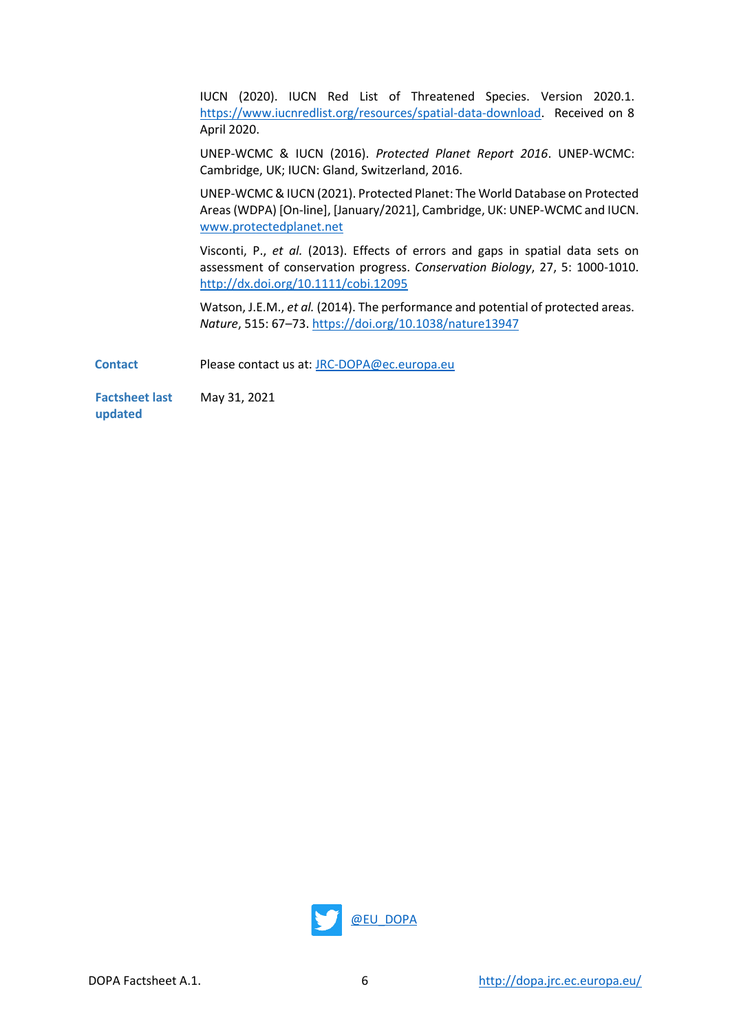IUCN (2020). IUCN Red List of Threatened Species. Version 2020.1. https://www.iucnredlist.org/resources/spatial-data-download. Received on 8 April 2020.

UNEP-WCMC & IUCN (2016). *Protected Planet Report 2016*. UNEP-WCMC: Cambridge, UK; IUCN: Gland, Switzerland, 2016.

UNEP-WCMC & IUCN (2021). Protected Planet: The World Database on Protected Areas (WDPA) [On-line], [January/2021], Cambridge, UK: UNEP-WCMC and IUCN. www.protectedplanet.net

Visconti, P., *et al.* (2013). Effects of errors and gaps in spatial data sets on assessment of conservation progress. *Conservation Biology*, 27, 5: 1000-1010. http://dx.doi.org/10.1111/cobi.12095

Watson, J.E.M., *et al.* (2014). The performance and potential of protected areas. *Nature*, 515: 67–73. https://doi.org/10.1038/nature13947

**Contact**

Please contact us at: JRC-DOPA@ec.europa.eu

**Factsheet last updated**

May 31, 2021

@EU_DOPA